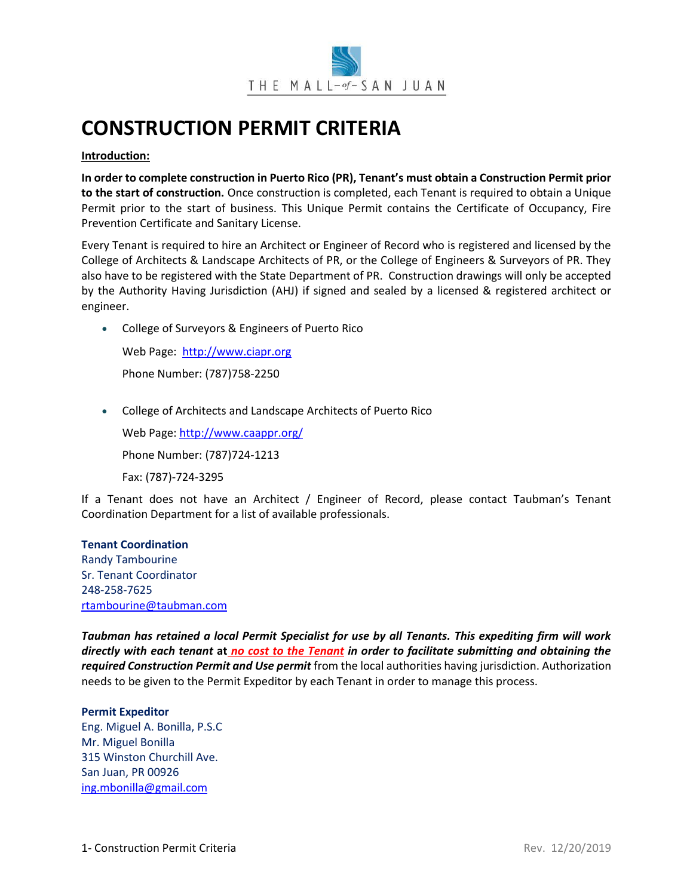THE MALL-of-SAN JUAN

# CONSTRUCTION PERMIT CRITERIA

**Introduction:**

**In order to complete construction in Puerto Rico (PR), Tenant's must obtain a Construction Permit prior to the start of construction.** Once construction is completed, each Tenant is required to obtain a Unique Permit prior to the start of business. This Unique Permit contains the Certificate of Occupancy, Fire Prevention Certificate and Sanitary License.

Every Tenant is required to hire an Architect or Engineer of Record who is registered and licensed by the College of Architects & Landscape Architects of PR, or the College of Engineers & Surveyors of PR. They also have to be registered with the State Department of PR. Construction drawings will only be accepted by the Authority Having Jurisdiction (AHJ) if signed and sealed by a licensed & registered architect or engineer.

- College of Surveyors & Engineers of Puerto Rico

  Web Page: http://www.ciapr.org

  Phone Number: (787)758-2250

- College of Architects and Landscape Architects of Puerto Rico

  Web Page: http://www.caappr.org/

  Phone Number: (787)724-1213

  Fax: (787)-724-3295

If a Tenant does not have an Architect / Engineer of Record, please contact Taubman's Tenant Coordination Department for a list of available professionals.

**Tenant Coordination**
Randy Tambourine
Sr. Tenant Coordinator
248-258-7625
rtambourine@taubman.com

***Taubman has retained a local Permit Specialist for use by all Tenants. This expediting firm will work directly with each tenant* at *no cost to the Tenant* *in order to facilitate submitting and obtaining the required Construction Permit and Use permit*** from the local authorities having jurisdiction. Authorization needs to be given to the Permit Expeditor by each Tenant in order to manage this process.

**Permit Expeditor**
Eng. Miguel A. Bonilla, P.S.C
Mr. Miguel Bonilla
315 Winston Churchill Ave.
San Juan, PR 00926
ing.mbonilla@gmail.com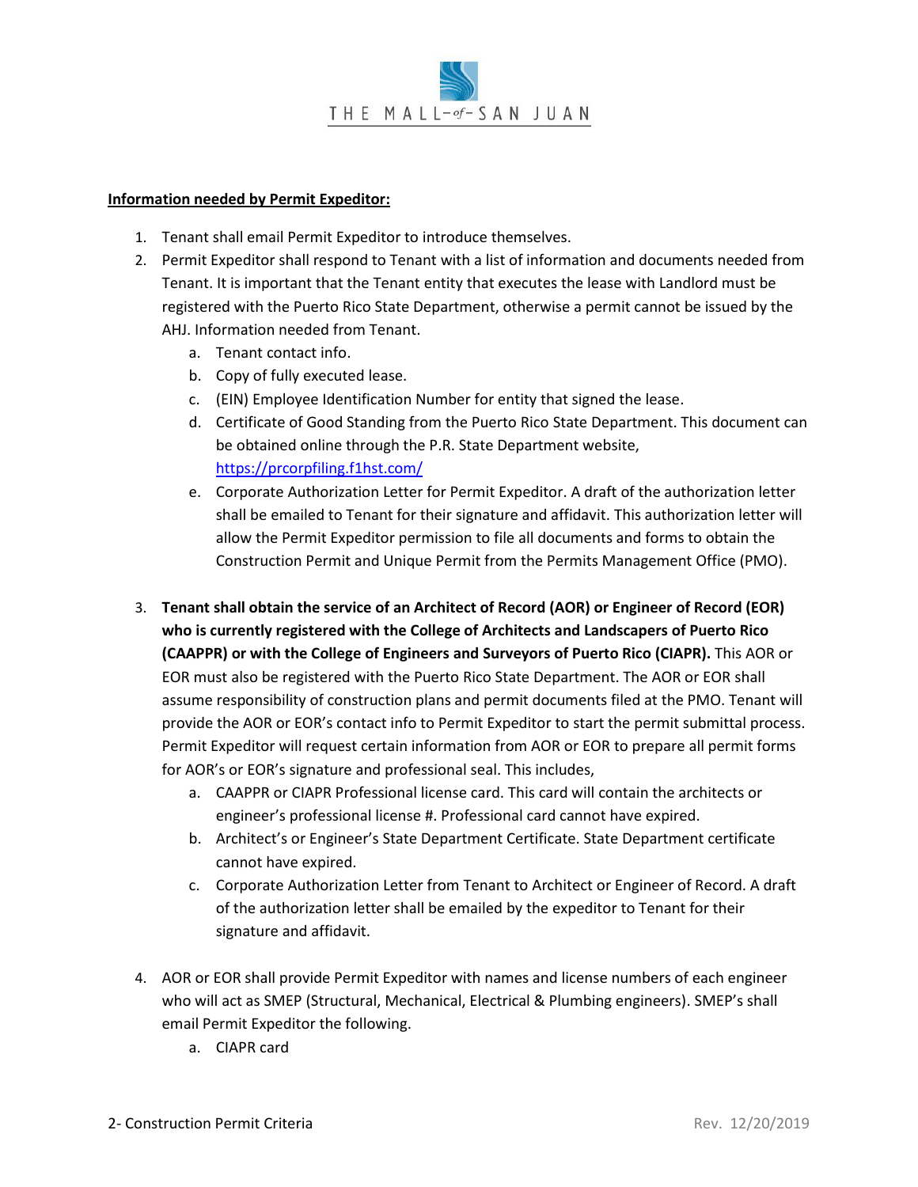**Information needed by Permit Expeditor:**

1. Tenant shall email Permit Expeditor to introduce themselves.
2. Permit Expeditor shall respond to Tenant with a list of information and documents needed from Tenant. It is important that the Tenant entity that executes the lease with Landlord must be registered with the Puerto Rico State Department, otherwise a permit cannot be issued by the AHJ. Information needed from Tenant.
   a. Tenant contact info.
   b. Copy of fully executed lease.
   c. (EIN) Employee Identification Number for entity that signed the lease.
   d. Certificate of Good Standing from the Puerto Rico State Department. This document can be obtained online through the P.R. State Department website, https://prcorpfiling.f1hst.com/
   e. Corporate Authorization Letter for Permit Expeditor. A draft of the authorization letter shall be emailed to Tenant for their signature and affidavit. This authorization letter will allow the Permit Expeditor permission to file all documents and forms to obtain the Construction Permit and Unique Permit from the Permits Management Office (PMO).

3. **Tenant shall obtain the service of an Architect of Record (AOR) or Engineer of Record (EOR) who is currently registered with the College of Architects and Landscapers of Puerto Rico (CAAPPR) or with the College of Engineers and Surveyors of Puerto Rico (CIAPR).** This AOR or EOR must also be registered with the Puerto Rico State Department. The AOR or EOR shall assume responsibility of construction plans and permit documents filed at the PMO. Tenant will provide the AOR or EOR's contact info to Permit Expeditor to start the permit submittal process. Permit Expeditor will request certain information from AOR or EOR to prepare all permit forms for AOR's or EOR's signature and professional seal. This includes,
   a. CAAPPR or CIAPR Professional license card. This card will contain the architects or engineer's professional license #. Professional card cannot have expired.
   b. Architect's or Engineer's State Department Certificate. State Department certificate cannot have expired.
   c. Corporate Authorization Letter from Tenant to Architect or Engineer of Record. A draft of the authorization letter shall be emailed by the expeditor to Tenant for their signature and affidavit.

4. AOR or EOR shall provide Permit Expeditor with names and license numbers of each engineer who will act as SMEP (Structural, Mechanical, Electrical & Plumbing engineers). SMEP's shall email Permit Expeditor the following.
   a. CIAPR card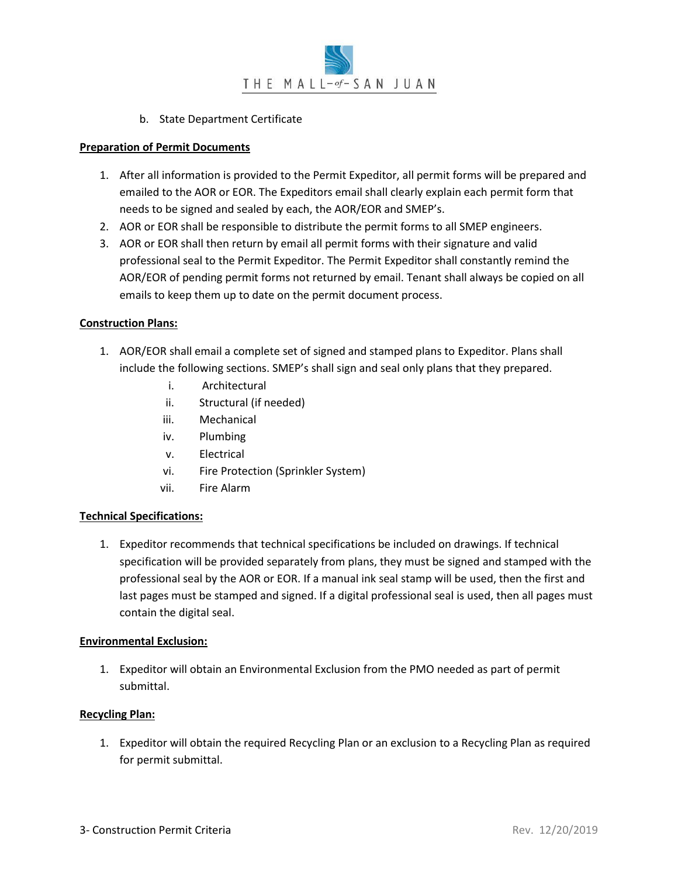b. State Department Certificate

**Preparation of Permit Documents**

1. After all information is provided to the Permit Expeditor, all permit forms will be prepared and emailed to the AOR or EOR. The Expeditors email shall clearly explain each permit form that needs to be signed and sealed by each, the AOR/EOR and SMEP's.
2. AOR or EOR shall be responsible to distribute the permit forms to all SMEP engineers.
3. AOR or EOR shall then return by email all permit forms with their signature and valid professional seal to the Permit Expeditor. The Permit Expeditor shall constantly remind the AOR/EOR of pending permit forms not returned by email. Tenant shall always be copied on all emails to keep them up to date on the permit document process.

**Construction Plans:**

1. AOR/EOR shall email a complete set of signed and stamped plans to Expeditor. Plans shall include the following sections. SMEP's shall sign and seal only plans that they prepared.
   - i. Architectural
   - ii. Structural (if needed)
   - iii. Mechanical
   - iv. Plumbing
   - v. Electrical
   - vi. Fire Protection (Sprinkler System)
   - vii. Fire Alarm

**Technical Specifications:**

1. Expeditor recommends that technical specifications be included on drawings. If technical specification will be provided separately from plans, they must be signed and stamped with the professional seal by the AOR or EOR. If a manual ink seal stamp will be used, then the first and last pages must be stamped and signed. If a digital professional seal is used, then all pages must contain the digital seal.

**Environmental Exclusion:**

1. Expeditor will obtain an Environmental Exclusion from the PMO needed as part of permit submittal.

**Recycling Plan:**

1. Expeditor will obtain the required Recycling Plan or an exclusion to a Recycling Plan as required for permit submittal.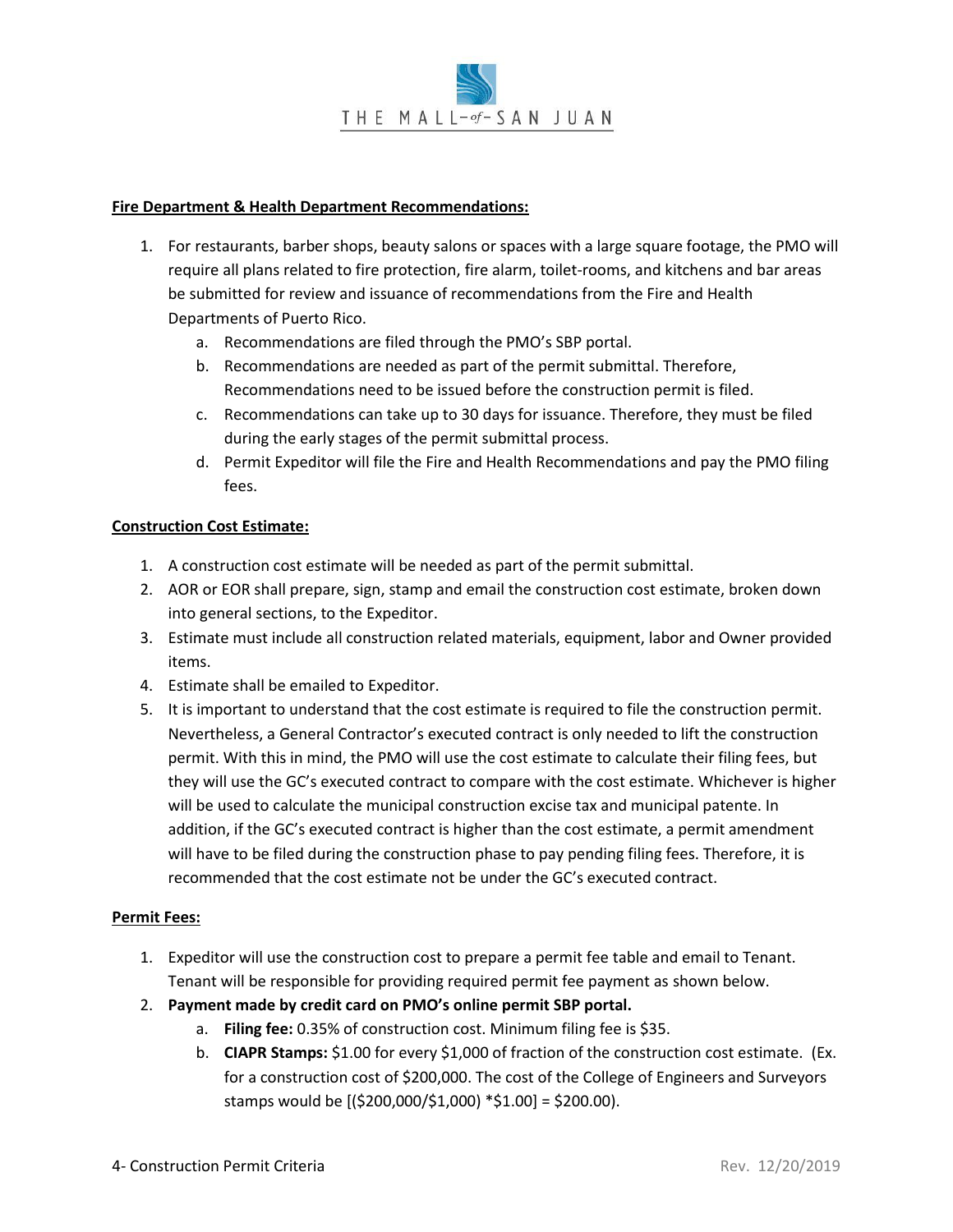**Fire Department & Health Department Recommendations:**

1. For restaurants, barber shops, beauty salons or spaces with a large square footage, the PMO will require all plans related to fire protection, fire alarm, toilet-rooms, and kitchens and bar areas be submitted for review and issuance of recommendations from the Fire and Health Departments of Puerto Rico.
    a. Recommendations are filed through the PMO's SBP portal.
    b. Recommendations are needed as part of the permit submittal. Therefore, Recommendations need to be issued before the construction permit is filed.
    c. Recommendations can take up to 30 days for issuance. Therefore, they must be filed during the early stages of the permit submittal process.
    d. Permit Expeditor will file the Fire and Health Recommendations and pay the PMO filing fees.

**Construction Cost Estimate:**

1. A construction cost estimate will be needed as part of the permit submittal.
2. AOR or EOR shall prepare, sign, stamp and email the construction cost estimate, broken down into general sections, to the Expeditor.
3. Estimate must include all construction related materials, equipment, labor and Owner provided items.
4. Estimate shall be emailed to Expeditor.
5. It is important to understand that the cost estimate is required to file the construction permit. Nevertheless, a General Contractor's executed contract is only needed to lift the construction permit. With this in mind, the PMO will use the cost estimate to calculate their filing fees, but they will use the GC's executed contract to compare with the cost estimate. Whichever is higher will be used to calculate the municipal construction excise tax and municipal patente. In addition, if the GC's executed contract is higher than the cost estimate, a permit amendment will have to be filed during the construction phase to pay pending filing fees. Therefore, it is recommended that the cost estimate not be under the GC's executed contract.

**Permit Fees:**

1. Expeditor will use the construction cost to prepare a permit fee table and email to Tenant. Tenant will be responsible for providing required permit fee payment as shown below.
2. **Payment made by credit card on PMO's online permit SBP portal.**
    a. **Filing fee:** 0.35% of construction cost. Minimum filing fee is $35.
    b. **CIAPR Stamps:** $1.00 for every $1,000 of fraction of the construction cost estimate. (Ex. for a construction cost of $200,000. The cost of the College of Engineers and Surveyors stamps would be [($200,000/$1,000) *$1.00] = $200.00).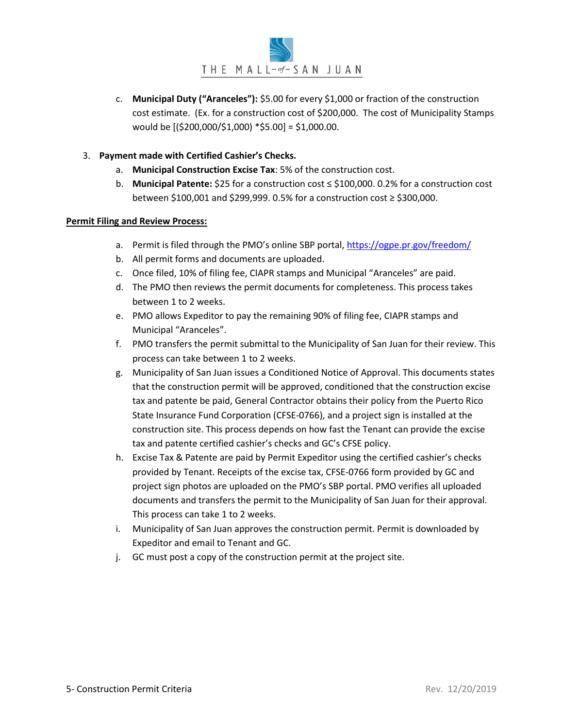c. **Municipal Duty ("Aranceles"):** $5.00 for every $1,000 or fraction of the construction cost estimate. (Ex. for a construction cost of $200,000. The cost of Municipality Stamps would be [($200,000/$1,000) *$5.00] = $1,000.00.

3. **Payment made with Certified Cashier's Checks.**
   a. **Municipal Construction Excise Tax**: 5% of the construction cost.
   b. **Municipal Patente:** $25 for a construction cost ≤ $100,000. 0.2% for a construction cost between $100,001 and $299,999. 0.5% for a construction cost ≥ $300,000.

**Permit Filing and Review Process:**

a. Permit is filed through the PMO's online SBP portal, https://ogpe.pr.gov/freedom/
b. All permit forms and documents are uploaded.
c. Once filed, 10% of filing fee, CIAPR stamps and Municipal "Aranceles" are paid.
d. The PMO then reviews the permit documents for completeness. This process takes between 1 to 2 weeks.
e. PMO allows Expeditor to pay the remaining 90% of filing fee, CIAPR stamps and Municipal "Aranceles".
f. PMO transfers the permit submittal to the Municipality of San Juan for their review. This process can take between 1 to 2 weeks.
g. Municipality of San Juan issues a Conditioned Notice of Approval. This documents states that the construction permit will be approved, conditioned that the construction excise tax and patente be paid, General Contractor obtains their policy from the Puerto Rico State Insurance Fund Corporation (CFSE-0766), and a project sign is installed at the construction site. This process depends on how fast the Tenant can provide the excise tax and patente certified cashier's checks and GC's CFSE policy.
h. Excise Tax & Patente are paid by Permit Expeditor using the certified cashier's checks provided by Tenant. Receipts of the excise tax, CFSE-0766 form provided by GC and project sign photos are uploaded on the PMO's SBP portal. PMO verifies all uploaded documents and transfers the permit to the Municipality of San Juan for their approval. This process can take 1 to 2 weeks.
i. Municipality of San Juan approves the construction permit. Permit is downloaded by Expeditor and email to Tenant and GC.
j. GC must post a copy of the construction permit at the project site.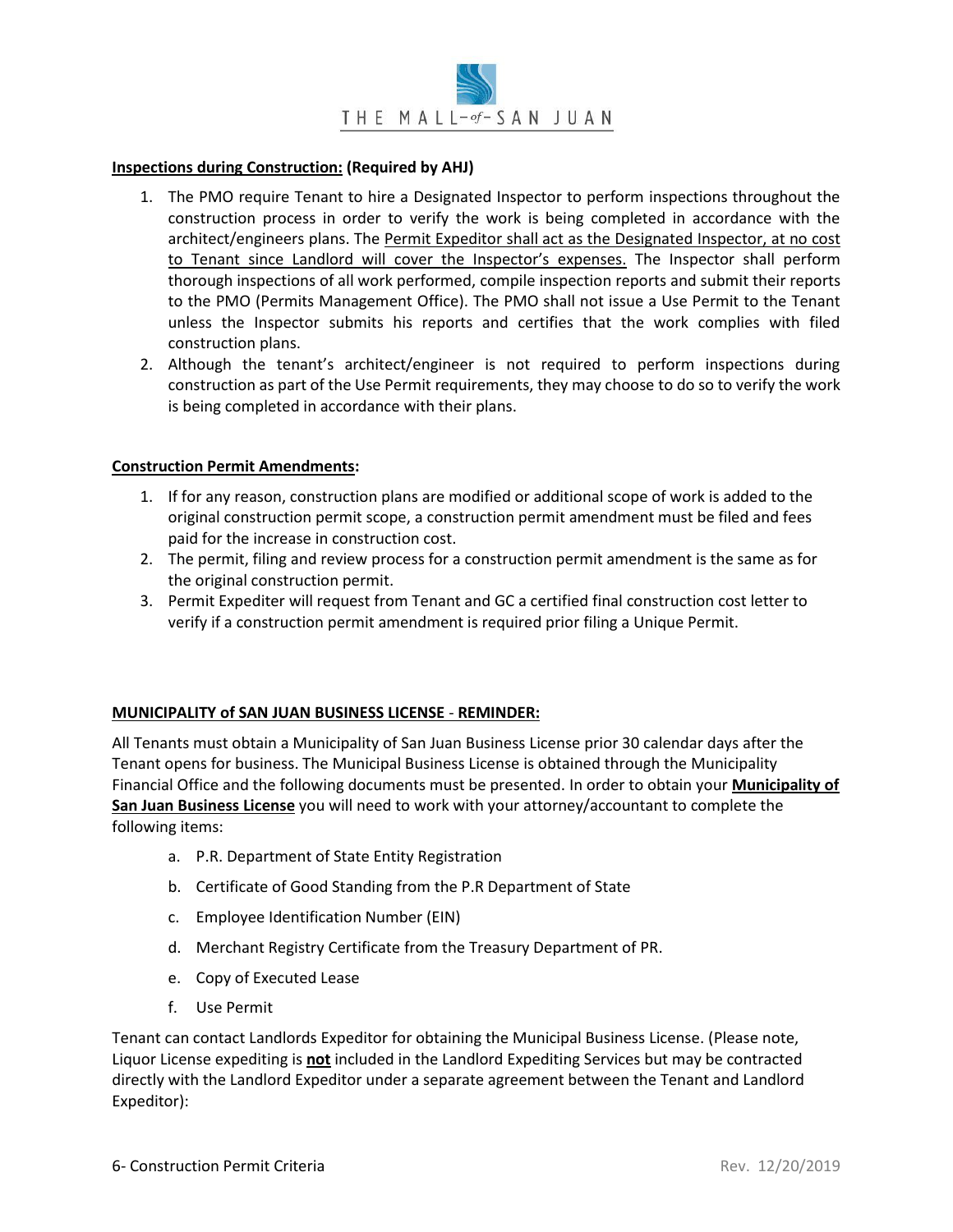**Inspections during Construction: (Required by AHJ)**

1. The PMO require Tenant to hire a Designated Inspector to perform inspections throughout the construction process in order to verify the work is being completed in accordance with the architect/engineers plans. The Permit Expeditor shall act as the Designated Inspector, at no cost to Tenant since Landlord will cover the Inspector's expenses. The Inspector shall perform thorough inspections of all work performed, compile inspection reports and submit their reports to the PMO (Permits Management Office). The PMO shall not issue a Use Permit to the Tenant unless the Inspector submits his reports and certifies that the work complies with filed construction plans.
2. Although the tenant's architect/engineer is not required to perform inspections during construction as part of the Use Permit requirements, they may choose to do so to verify the work is being completed in accordance with their plans.

**Construction Permit Amendments:**

1. If for any reason, construction plans are modified or additional scope of work is added to the original construction permit scope, a construction permit amendment must be filed and fees paid for the increase in construction cost.
2. The permit, filing and review process for a construction permit amendment is the same as for the original construction permit.
3. Permit Expediter will request from Tenant and GC a certified final construction cost letter to verify if a construction permit amendment is required prior filing a Unique Permit.

**MUNICIPALITY of SAN JUAN BUSINESS LICENSE - REMINDER:**

All Tenants must obtain a Municipality of San Juan Business License prior 30 calendar days after the Tenant opens for business. The Municipal Business License is obtained through the Municipality Financial Office and the following documents must be presented. In order to obtain your **Municipality of San Juan Business License** you will need to work with your attorney/accountant to complete the following items:

a. P.R. Department of State Entity Registration
b. Certificate of Good Standing from the P.R Department of State
c. Employee Identification Number (EIN)
d. Merchant Registry Certificate from the Treasury Department of PR.
e. Copy of Executed Lease
f. Use Permit

Tenant can contact Landlords Expeditor for obtaining the Municipal Business License. (Please note, Liquor License expediting is **not** included in the Landlord Expediting Services but may be contracted directly with the Landlord Expeditor under a separate agreement between the Tenant and Landlord Expeditor):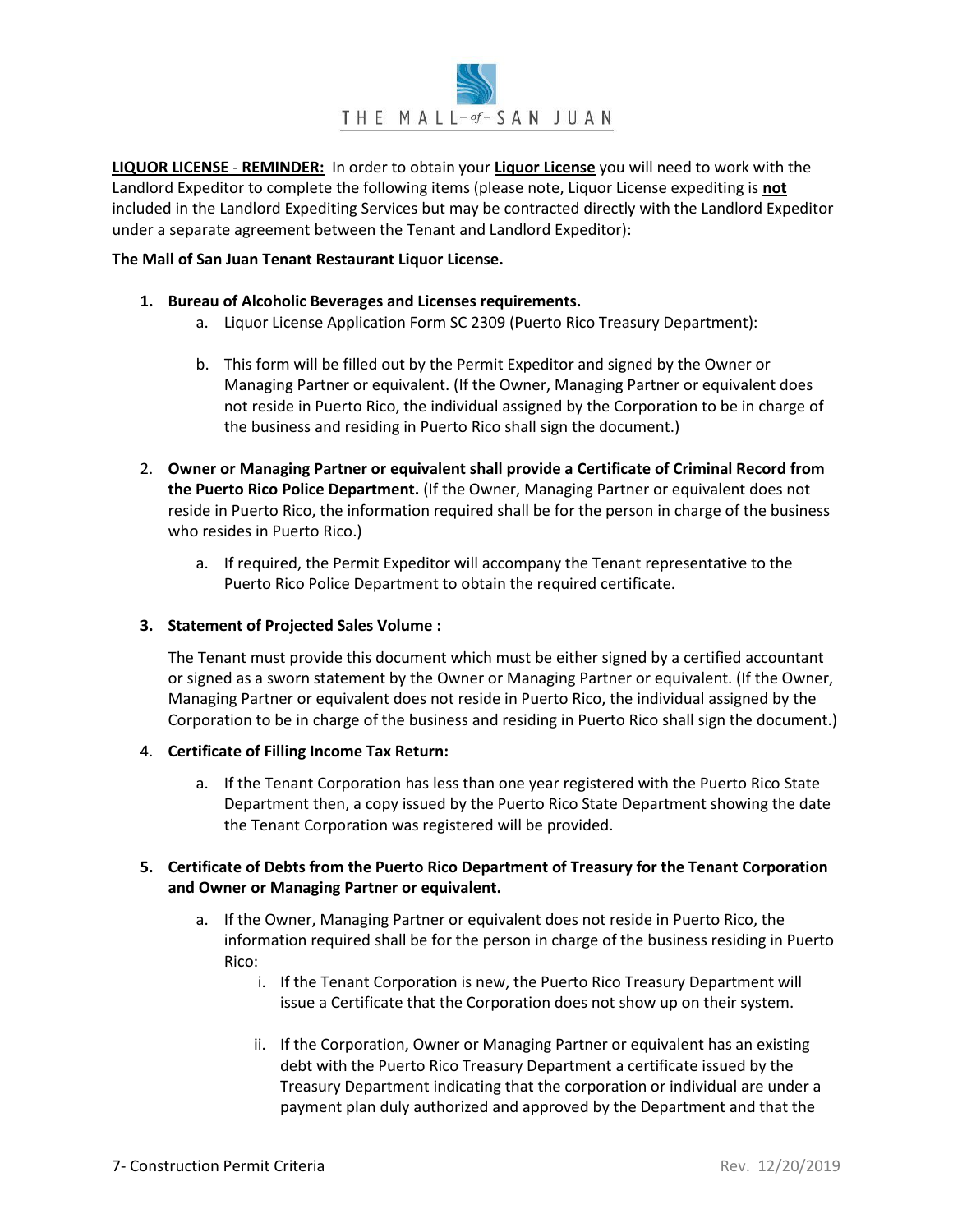**LIQUOR LICENSE - REMINDER:** In order to obtain your **Liquor License** you will need to work with the Landlord Expeditor to complete the following items (please note, Liquor License expediting is **not** included in the Landlord Expediting Services but may be contracted directly with the Landlord Expeditor under a separate agreement between the Tenant and Landlord Expeditor):

**The Mall of San Juan Tenant Restaurant Liquor License.**

1. **Bureau of Alcoholic Beverages and Licenses requirements.**
   a. Liquor License Application Form SC 2309 (Puerto Rico Treasury Department):

   b. This form will be filled out by the Permit Expeditor and signed by the Owner or Managing Partner or equivalent. (If the Owner, Managing Partner or equivalent does not reside in Puerto Rico, the individual assigned by the Corporation to be in charge of the business and residing in Puerto Rico shall sign the document.)

2. **Owner or Managing Partner or equivalent shall provide a Certificate of Criminal Record from the Puerto Rico Police Department.** (If the Owner, Managing Partner or equivalent does not reside in Puerto Rico, the information required shall be for the person in charge of the business who resides in Puerto Rico.)

   a. If required, the Permit Expeditor will accompany the Tenant representative to the Puerto Rico Police Department to obtain the required certificate.

3. **Statement of Projected Sales Volume :**

   The Tenant must provide this document which must be either signed by a certified accountant or signed as a sworn statement by the Owner or Managing Partner or equivalent. (If the Owner, Managing Partner or equivalent does not reside in Puerto Rico, the individual assigned by the Corporation to be in charge of the business and residing in Puerto Rico shall sign the document.)

4. **Certificate of Filling Income Tax Return:**

   a. If the Tenant Corporation has less than one year registered with the Puerto Rico State Department then, a copy issued by the Puerto Rico State Department showing the date the Tenant Corporation was registered will be provided.

5. **Certificate of Debts from the Puerto Rico Department of Treasury for the Tenant Corporation and Owner or Managing Partner or equivalent.**

   a. If the Owner, Managing Partner or equivalent does not reside in Puerto Rico, the information required shall be for the person in charge of the business residing in Puerto Rico:
      i. If the Tenant Corporation is new, the Puerto Rico Treasury Department will issue a Certificate that the Corporation does not show up on their system.

      ii. If the Corporation, Owner or Managing Partner or equivalent has an existing debt with the Puerto Rico Treasury Department a certificate issued by the Treasury Department indicating that the corporation or individual are under a payment plan duly authorized and approved by the Department and that the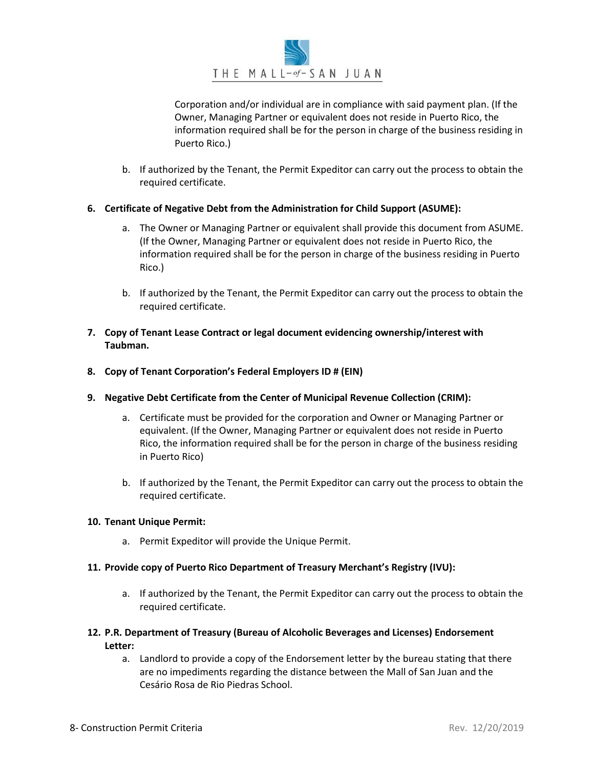Corporation and/or individual are in compliance with said payment plan. (If the Owner, Managing Partner or equivalent does not reside in Puerto Rico, the information required shall be for the person in charge of the business residing in Puerto Rico.)

   b. If authorized by the Tenant, the Permit Expeditor can carry out the process to obtain the required certificate.

6. **Certificate of Negative Debt from the Administration for Child Support (ASUME):**

   a. The Owner or Managing Partner or equivalent shall provide this document from ASUME. (If the Owner, Managing Partner or equivalent does not reside in Puerto Rico, the information required shall be for the person in charge of the business residing in Puerto Rico.)

   b. If authorized by the Tenant, the Permit Expeditor can carry out the process to obtain the required certificate.

7. **Copy of Tenant Lease Contract or legal document evidencing ownership/interest with Taubman.**

8. **Copy of Tenant Corporation's Federal Employers ID # (EIN)**

9. **Negative Debt Certificate from the Center of Municipal Revenue Collection (CRIM):**

   a. Certificate must be provided for the corporation and Owner or Managing Partner or equivalent. (If the Owner, Managing Partner or equivalent does not reside in Puerto Rico, the information required shall be for the person in charge of the business residing in Puerto Rico)

   b. If authorized by the Tenant, the Permit Expeditor can carry out the process to obtain the required certificate.

10. **Tenant Unique Permit:**

    a. Permit Expeditor will provide the Unique Permit.

11. **Provide copy of Puerto Rico Department of Treasury Merchant's Registry (IVU):**

    a. If authorized by the Tenant, the Permit Expeditor can carry out the process to obtain the required certificate.

12. **P.R. Department of Treasury (Bureau of Alcoholic Beverages and Licenses) Endorsement Letter:**

    a. Landlord to provide a copy of the Endorsement letter by the bureau stating that there are no impediments regarding the distance between the Mall of San Juan and the Cesário Rosa de Rio Piedras School.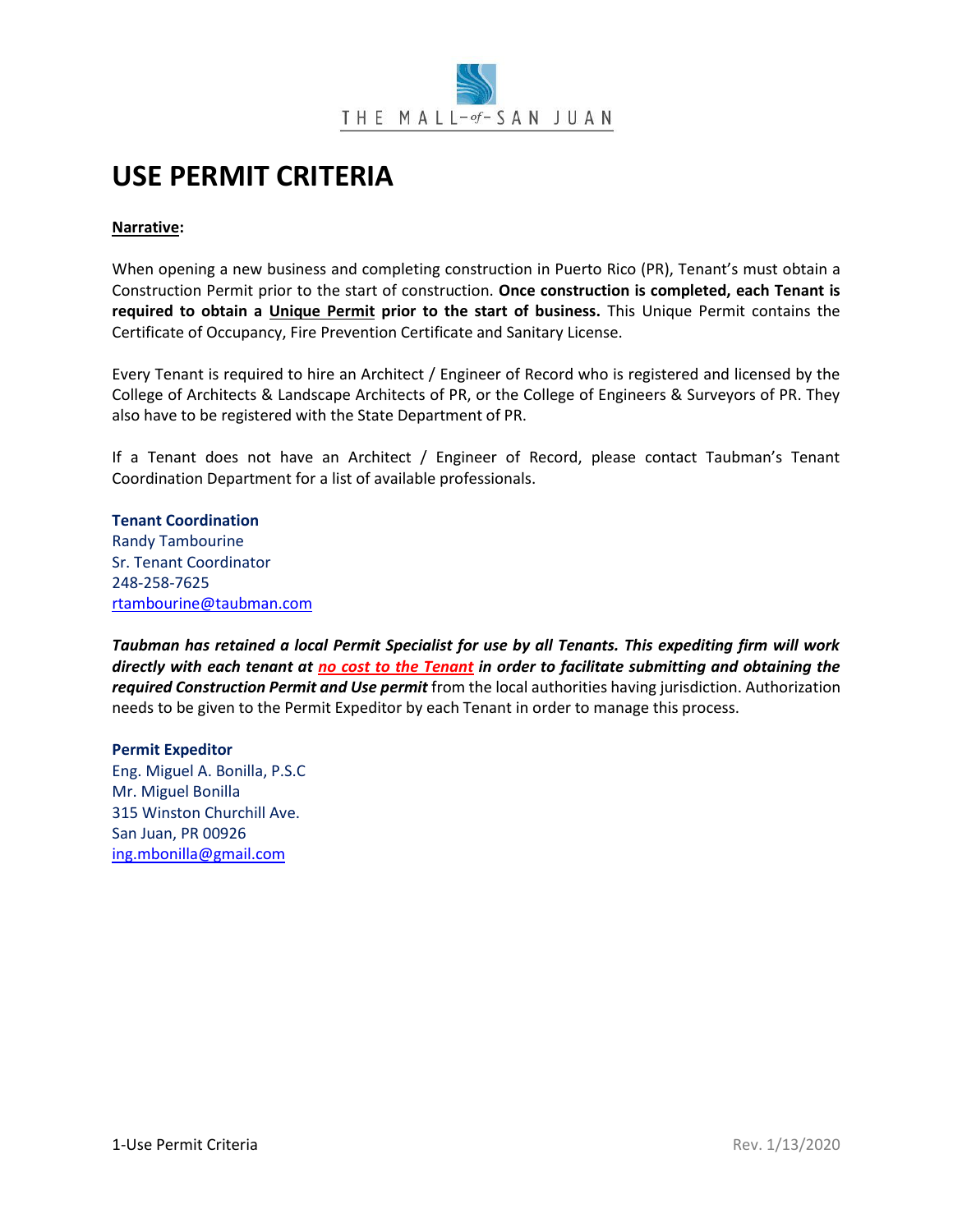THE MALL-of-SAN JUAN

# USE PERMIT CRITERIA

**Narrative:**

When opening a new business and completing construction in Puerto Rico (PR), Tenant's must obtain a Construction Permit prior to the start of construction. **Once construction is completed, each Tenant is required to obtain a Unique Permit prior to the start of business.** This Unique Permit contains the Certificate of Occupancy, Fire Prevention Certificate and Sanitary License.

Every Tenant is required to hire an Architect / Engineer of Record who is registered and licensed by the College of Architects & Landscape Architects of PR, or the College of Engineers & Surveyors of PR. They also have to be registered with the State Department of PR.

If a Tenant does not have an Architect / Engineer of Record, please contact Taubman's Tenant Coordination Department for a list of available professionals.

**Tenant Coordination**
Randy Tambourine
Sr. Tenant Coordinator
248-258-7625
rtambourine@taubman.com

***Taubman has retained a local Permit Specialist for use by all Tenants. This expediting firm will work directly with each tenant at no cost to the Tenant in order to facilitate submitting and obtaining the required Construction Permit and Use permit*** from the local authorities having jurisdiction. Authorization needs to be given to the Permit Expeditor by each Tenant in order to manage this process.

**Permit Expeditor**
Eng. Miguel A. Bonilla, P.S.C
Mr. Miguel Bonilla
315 Winston Churchill Ave.
San Juan, PR 00926
ing.mbonilla@gmail.com

1-Use Permit Criteria

Rev. 1/13/2020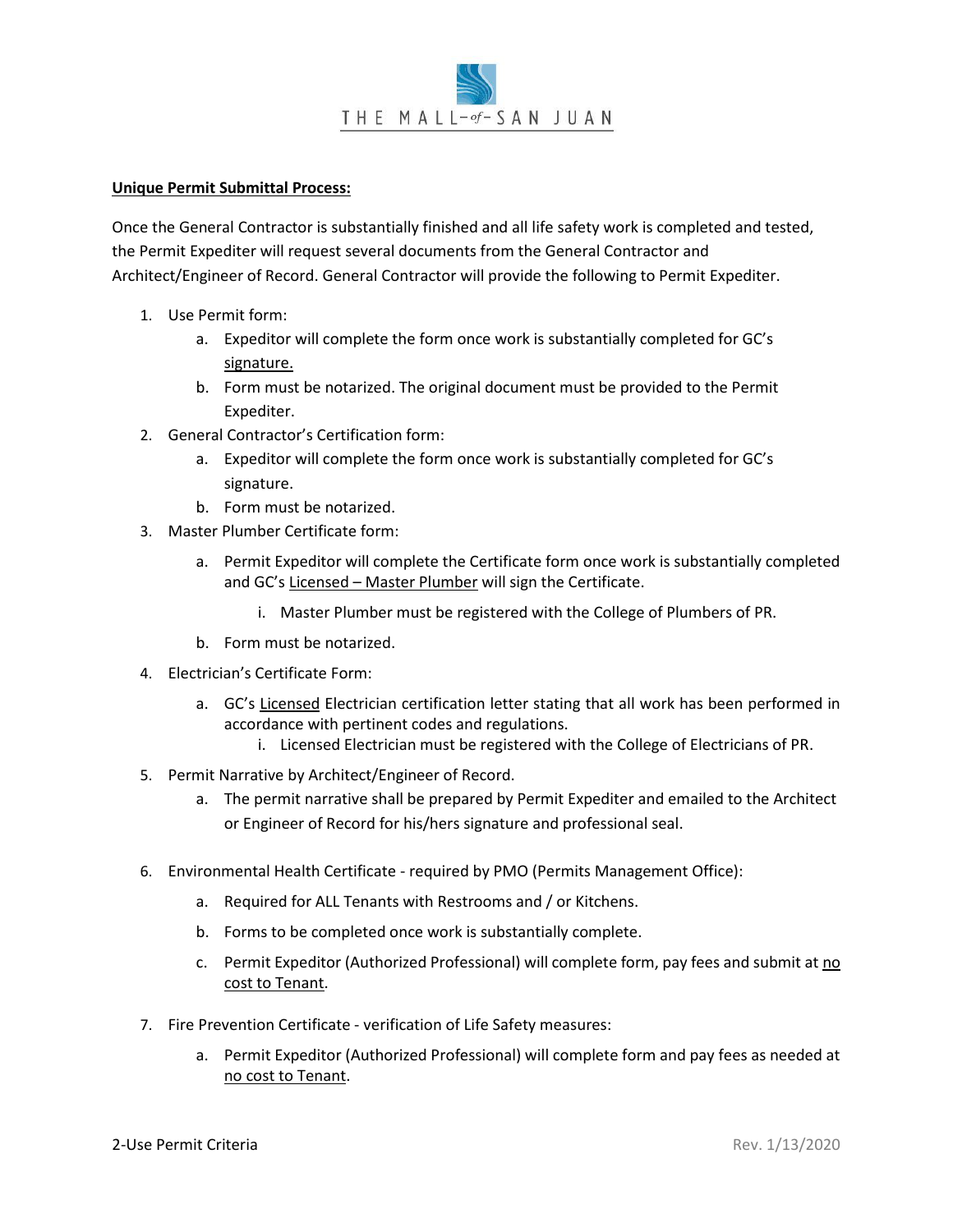**Unique Permit Submittal Process:**

Once the General Contractor is substantially finished and all life safety work is completed and tested, the Permit Expediter will request several documents from the General Contractor and Architect/Engineer of Record. General Contractor will provide the following to Permit Expediter.

1. Use Permit form:
   a. Expeditor will complete the form once work is substantially completed for GC's signature.
   b. Form must be notarized. The original document must be provided to the Permit Expediter.
2. General Contractor's Certification form:
   a. Expeditor will complete the form once work is substantially completed for GC's signature.
   b. Form must be notarized.
3. Master Plumber Certificate form:
   a. Permit Expeditor will complete the Certificate form once work is substantially completed and GC's Licensed – Master Plumber will sign the Certificate.
      i. Master Plumber must be registered with the College of Plumbers of PR.
   b. Form must be notarized.
4. Electrician's Certificate Form:
   a. GC's Licensed Electrician certification letter stating that all work has been performed in accordance with pertinent codes and regulations.
      i. Licensed Electrician must be registered with the College of Electricians of PR.
5. Permit Narrative by Architect/Engineer of Record.
   a. The permit narrative shall be prepared by Permit Expediter and emailed to the Architect or Engineer of Record for his/hers signature and professional seal.
6. Environmental Health Certificate - required by PMO (Permits Management Office):
   a. Required for ALL Tenants with Restrooms and / or Kitchens.
   b. Forms to be completed once work is substantially complete.
   c. Permit Expeditor (Authorized Professional) will complete form, pay fees and submit at no cost to Tenant.
7. Fire Prevention Certificate - verification of Life Safety measures:
   a. Permit Expeditor (Authorized Professional) will complete form and pay fees as needed at no cost to Tenant.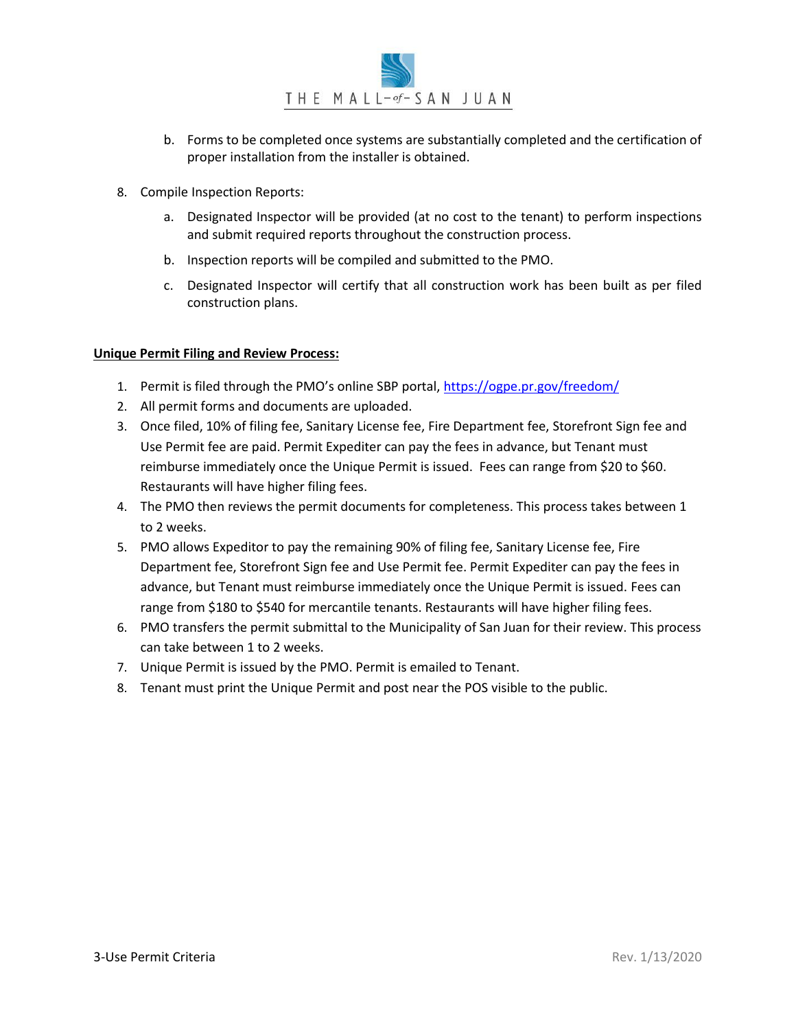b. Forms to be completed once systems are substantially completed and the certification of proper installation from the installer is obtained.

8. Compile Inspection Reports:

   a. Designated Inspector will be provided (at no cost to the tenant) to perform inspections and submit required reports throughout the construction process.

   b. Inspection reports will be compiled and submitted to the PMO.

   c. Designated Inspector will certify that all construction work has been built as per filed construction plans.

**Unique Permit Filing and Review Process:**

1. Permit is filed through the PMO's online SBP portal, https://ogpe.pr.gov/freedom/
2. All permit forms and documents are uploaded.
3. Once filed, 10% of filing fee, Sanitary License fee, Fire Department fee, Storefront Sign fee and Use Permit fee are paid. Permit Expediter can pay the fees in advance, but Tenant must reimburse immediately once the Unique Permit is issued. Fees can range from $20 to $60. Restaurants will have higher filing fees.
4. The PMO then reviews the permit documents for completeness. This process takes between 1 to 2 weeks.
5. PMO allows Expeditor to pay the remaining 90% of filing fee, Sanitary License fee, Fire Department fee, Storefront Sign fee and Use Permit fee. Permit Expediter can pay the fees in advance, but Tenant must reimburse immediately once the Unique Permit is issued. Fees can range from $180 to $540 for mercantile tenants. Restaurants will have higher filing fees.
6. PMO transfers the permit submittal to the Municipality of San Juan for their review. This process can take between 1 to 2 weeks.
7. Unique Permit is issued by the PMO. Permit is emailed to Tenant.
8. Tenant must print the Unique Permit and post near the POS visible to the public.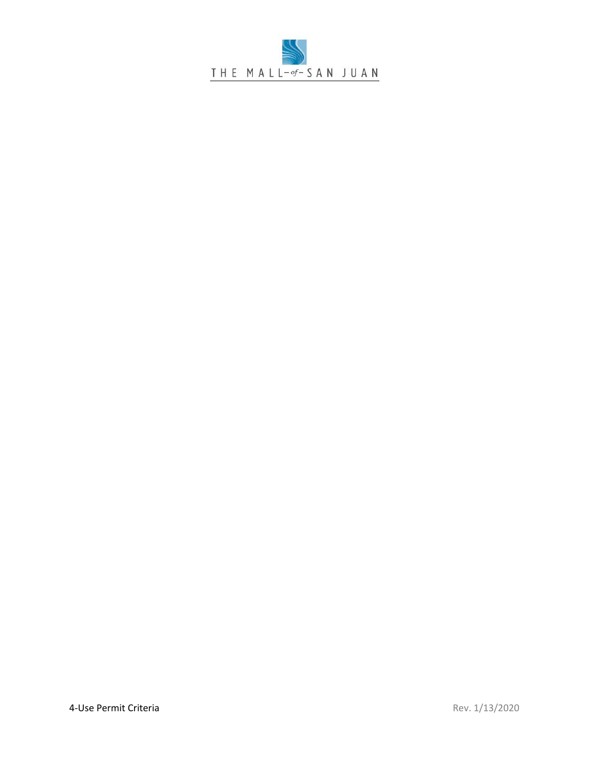THE MALL of SAN JUAN